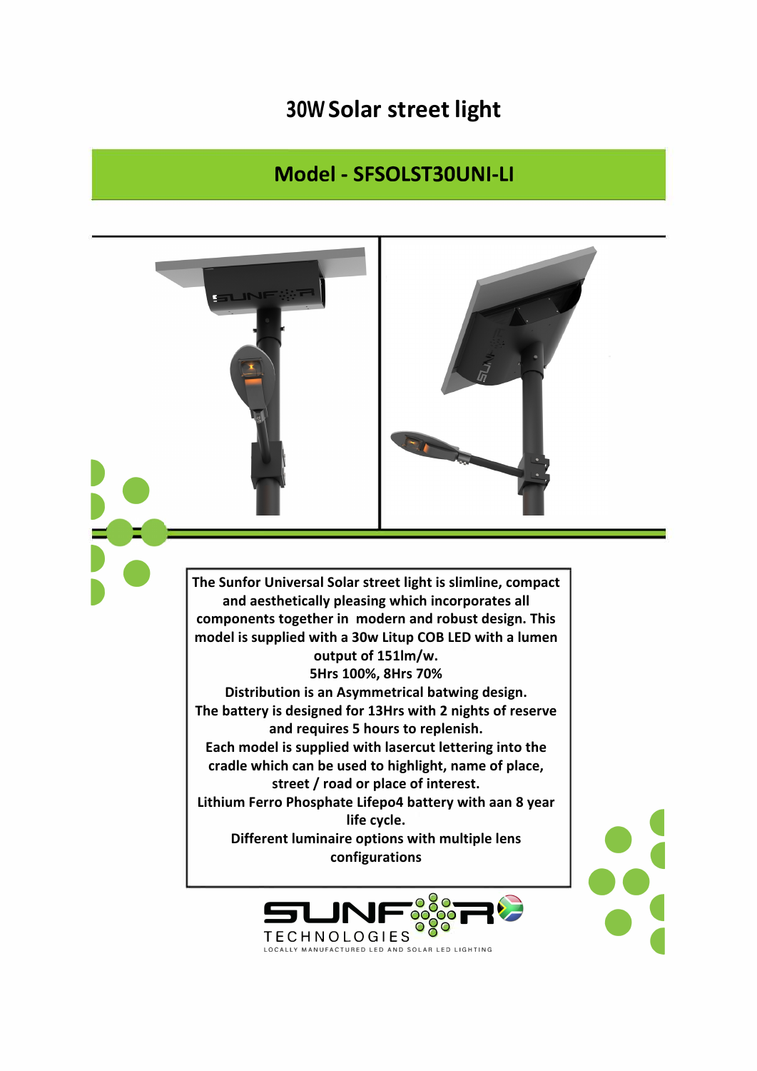# 30W Solar street light

## Model - SFSOLST30UNI-LI

The Sunfor Universal Solar street light is slimline, compact and aesthetically pleasing which incorporates all components together in modern and robust design. This model is supplied with a 30w Litup COB LED with a lumen output of 151lm/w.

5Hrs 100%, 8Hrs 70%

Distribution is an Asymmetrical batwing design.

The battery is designed for 13Hrs with 2 nights of reserve and requires 5 hours to replenish.

Each model is supplied with lasercut lettering into the cradle which can be used to highlight, name of place, street / road or place of interest.

Lithium Ferro Phosphate Lifepo4 battery with aan 8 year life cycle.

Different luminaire options with multiple lens configurations

SUNFOR TECHNOLOGIES

LOCALLY MANUFACTURED LED AND SOLAR LED LIGHTING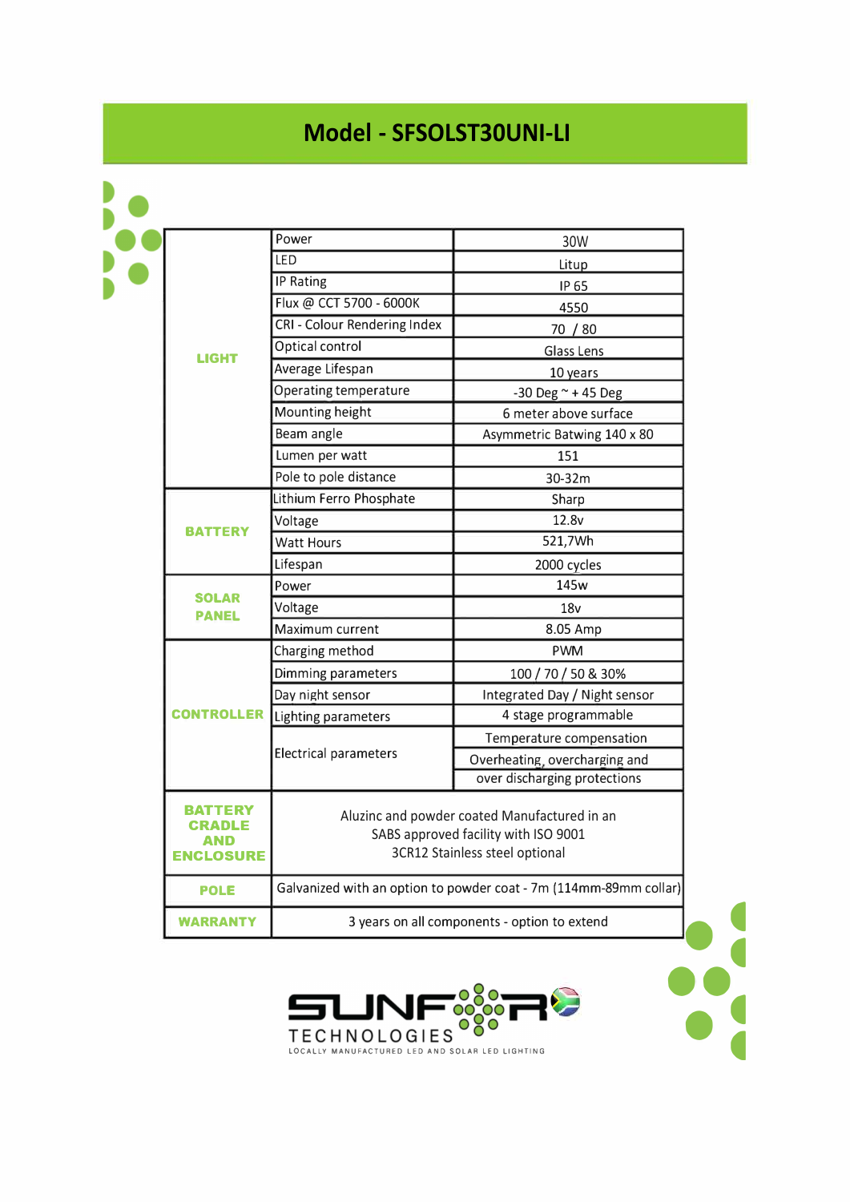# Model - SFSOLST30UNI-LI

| | | |
|---|---|---|
| LIGHT | Power | 30W |
| | LED | Litup |
| | IP Rating | IP 65 |
| | Flux @ CCT 5700 - 6000K | 4550 |
| | CRI - Colour Rendering Index | 70 / 80 |
| | Optical control | Glass Lens |
| | Average Lifespan | 10 years |
| | Operating temperature | -30 Deg ~ + 45 Deg |
| | Mounting height | 6 meter above surface |
| | Beam angle | Asymmetric Batwing 140 x 80 |
| | Lumen per watt | 151 |
| | Pole to pole distance | 30-32m |
| BATTERY | Lithium Ferro Phosphate | Sharp |
| | Voltage | 12.8v |
| | Watt Hours | 521,7Wh |
| | Lifespan | 2000 cycles |
| SOLAR PANEL | Power | 145w |
| | Voltage | 18v |
| | Maximum current | 8.05 Amp |
| CONTROLLER | Charging method | PWM |
| | Dimming parameters | 100 / 70 / 50 & 30% |
| | Day night sensor | Integrated Day / Night sensor |
| | Lighting parameters | 4 stage programmable |
| | Electrical parameters | Temperature compensation |
| | | Overheating, overcharging and over discharging protections |
| BATTERY CRADLE AND ENCLOSURE | Aluzinc and powder coated Manufactured in an SABS approved facility with ISO 9001 3CR12 Stainless steel optional | |
| POLE | Galvanized with an option to powder coat - 7m (114mm-89mm collar) | |
| WARRANTY | 3 years on all components - option to extend | |

SUNFOR TECHNOLOGIES

LOCALLY MANUFACTURED LED AND SOLAR LED LIGHTING